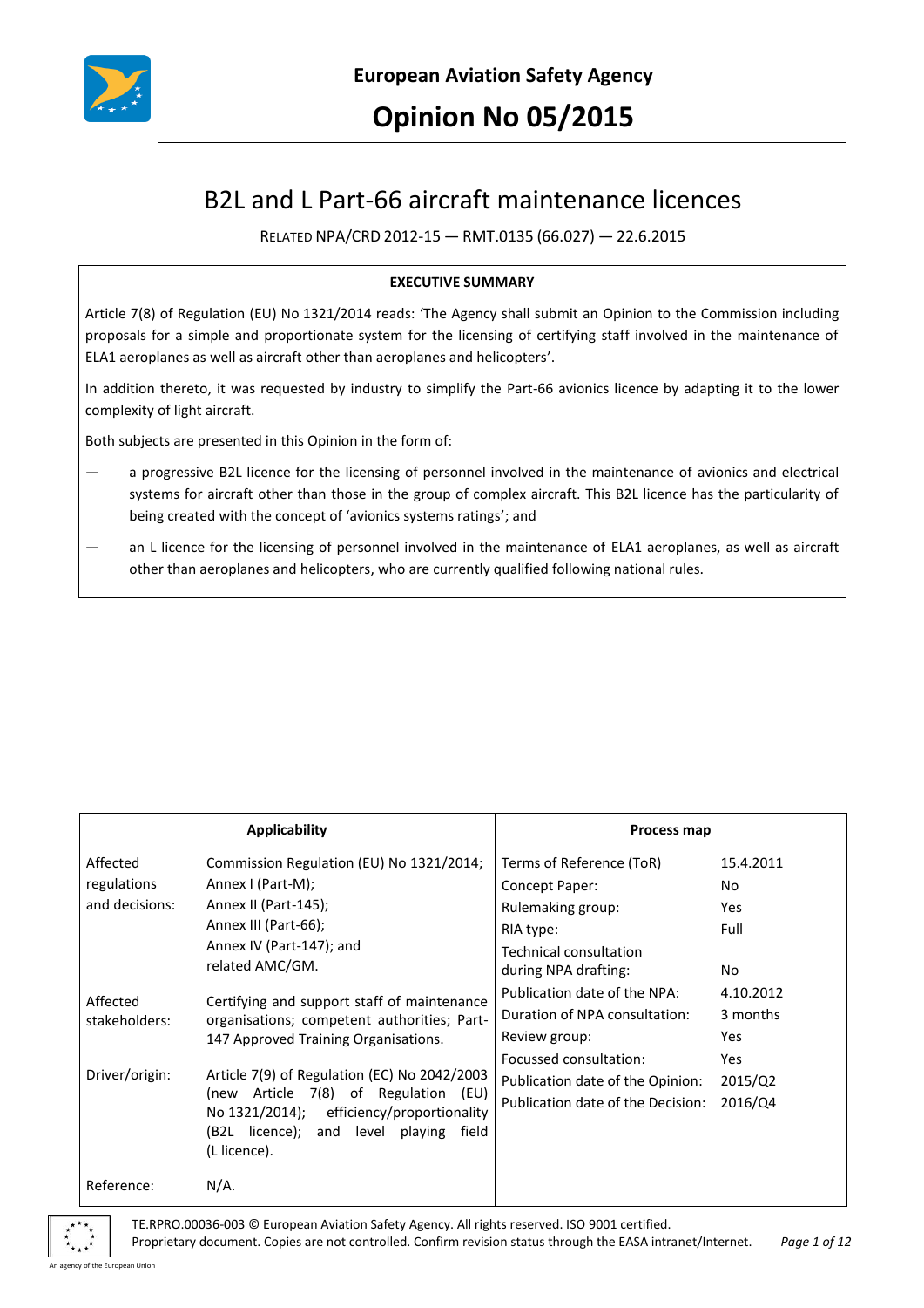**European Aviation Safety Agency**

# Opinion No 05/2015

## B2L and L Part-66 aircraft maintenance licences

RELATED NPA/CRD 2012-15 — RMT.0135 (66.027) — 22.6.2015

**EXECUTIVE SUMMARY**

Article 7(8) of Regulation (EU) No 1321/2014 reads: 'The Agency shall submit an Opinion to the Commission including proposals for a simple and proportionate system for the licensing of certifying staff involved in the maintenance of ELA1 aeroplanes as well as aircraft other than aeroplanes and helicopters'.

In addition thereto, it was requested by industry to simplify the Part-66 avionics licence by adapting it to the lower complexity of light aircraft.

Both subjects are presented in this Opinion in the form of:

— a progressive B2L licence for the licensing of personnel involved in the maintenance of avionics and electrical systems for aircraft other than those in the group of complex aircraft. This B2L licence has the particularity of being created with the concept of 'avionics systems ratings'; and

— an L licence for the licensing of personnel involved in the maintenance of ELA1 aeroplanes, as well as aircraft other than aeroplanes and helicopters, who are currently qualified following national rules.

| Applicability | | Process map | |
|---|---|---|---|
| Affected regulations and decisions: | Commission Regulation (EU) No 1321/2014; Annex I (Part-M); Annex II (Part-145); Annex III (Part-66); Annex IV (Part-147); and related AMC/GM. | Terms of Reference (ToR) | 15.4.2011 |
| | | Concept Paper: | No |
| | | Rulemaking group: | Yes |
| | | RIA type: | Full |
| | | Technical consultation during NPA drafting: | No |
| Affected stakeholders: | Certifying and support staff of maintenance organisations; competent authorities; Part-147 Approved Training Organisations. | Publication date of the NPA: | 4.10.2012 |
| | | Duration of NPA consultation: | 3 months |
| | | Review group: | Yes |
| Driver/origin: | Article 7(9) of Regulation (EC) No 2042/2003 (new Article 7(8) of Regulation (EU) No 1321/2014); efficiency/proportionality (B2L licence); and level playing field (L licence). | Focussed consultation: | Yes |
| | | Publication date of the Opinion: | 2015/Q2 |
| | | Publication date of the Decision: | 2016/Q4 |
| Reference: | N/A. | | |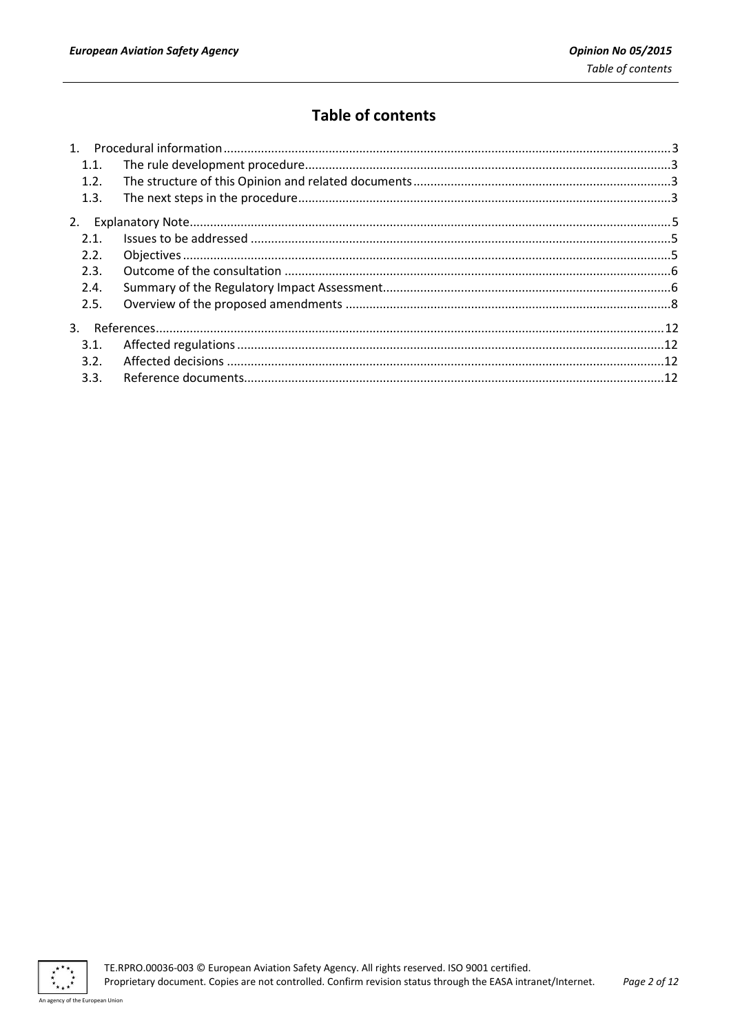# Table of contents

1. Procedural information ... 3
   - 1.1. The rule development procedure ... 3
   - 1.2. The structure of this Opinion and related documents ... 3
   - 1.3. The next steps in the procedure ... 3
2. Explanatory Note ... 5
   - 2.1. Issues to be addressed ... 5
   - 2.2. Objectives ... 5
   - 2.3. Outcome of the consultation ... 6
   - 2.4. Summary of the Regulatory Impact Assessment ... 6
   - 2.5. Overview of the proposed amendments ... 8
3. References ... 12
   - 3.1. Affected regulations ... 12
   - 3.2. Affected decisions ... 12
   - 3.3. Reference documents ... 12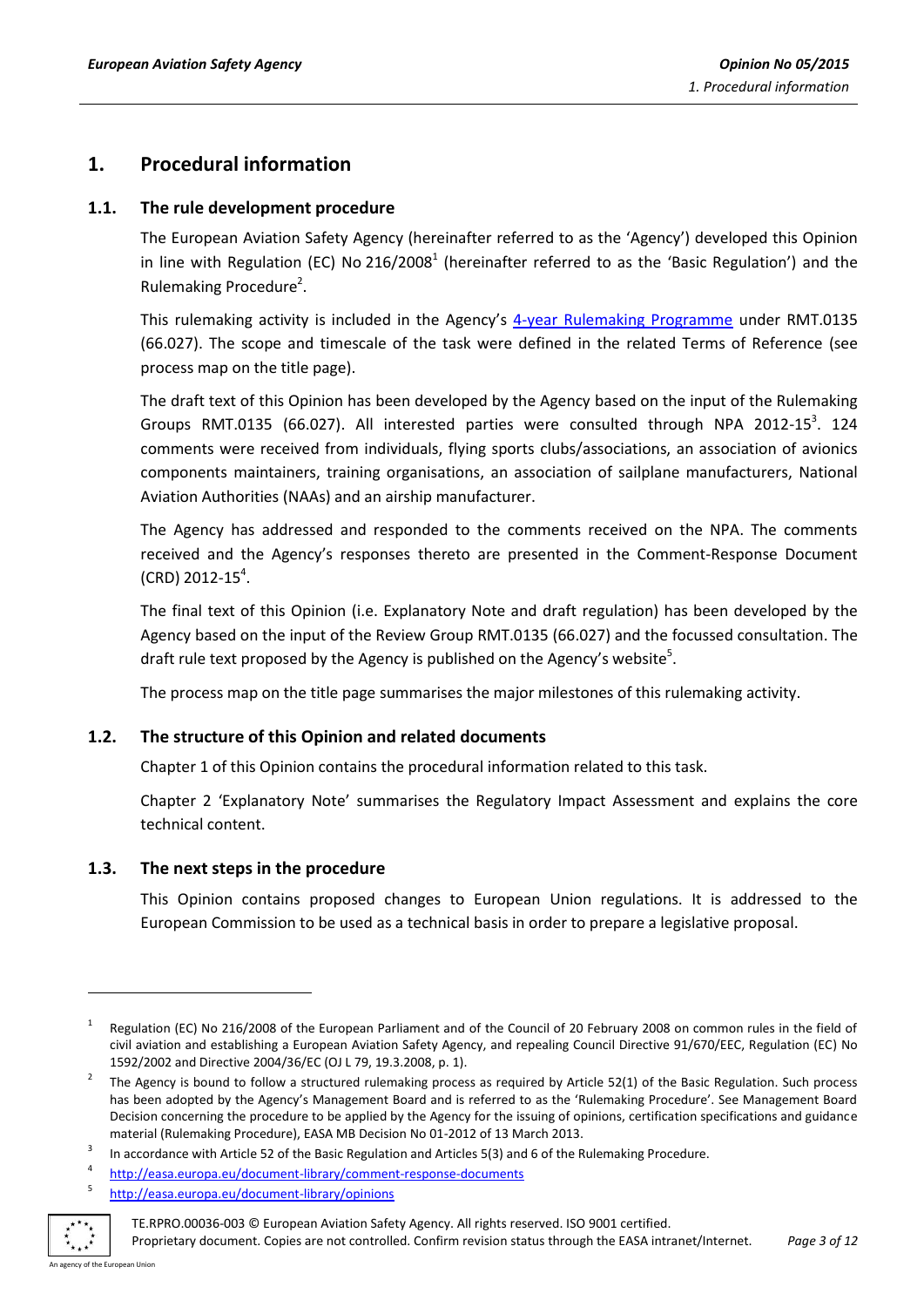# 1. Procedural information

## 1.1. The rule development procedure

The European Aviation Safety Agency (hereinafter referred to as the 'Agency') developed this Opinion in line with Regulation (EC) No 216/2008[1] (hereinafter referred to as the 'Basic Regulation') and the Rulemaking Procedure[2].

This rulemaking activity is included in the Agency's 4-year Rulemaking Programme under RMT.0135 (66.027). The scope and timescale of the task were defined in the related Terms of Reference (see process map on the title page).

The draft text of this Opinion has been developed by the Agency based on the input of the Rulemaking Groups RMT.0135 (66.027). All interested parties were consulted through NPA 2012-15[3]. 124 comments were received from individuals, flying sports clubs/associations, an association of avionics components maintainers, training organisations, an association of sailplane manufacturers, National Aviation Authorities (NAAs) and an airship manufacturer.

The Agency has addressed and responded to the comments received on the NPA. The comments received and the Agency's responses thereto are presented in the Comment-Response Document (CRD) 2012-15[4].

The final text of this Opinion (i.e. Explanatory Note and draft regulation) has been developed by the Agency based on the input of the Review Group RMT.0135 (66.027) and the focussed consultation. The draft rule text proposed by the Agency is published on the Agency's website[5].

The process map on the title page summarises the major milestones of this rulemaking activity.

## 1.2. The structure of this Opinion and related documents

Chapter 1 of this Opinion contains the procedural information related to this task.

Chapter 2 'Explanatory Note' summarises the Regulatory Impact Assessment and explains the core technical content.

## 1.3. The next steps in the procedure

This Opinion contains proposed changes to European Union regulations. It is addressed to the European Commission to be used as a technical basis in order to prepare a legislative proposal.

---

[1] Regulation (EC) No 216/2008 of the European Parliament and of the Council of 20 February 2008 on common rules in the field of civil aviation and establishing a European Aviation Safety Agency, and repealing Council Directive 91/670/EEC, Regulation (EC) No 1592/2002 and Directive 2004/36/EC (OJ L 79, 19.3.2008, p. 1).

[2] The Agency is bound to follow a structured rulemaking process as required by Article 52(1) of the Basic Regulation. Such process has been adopted by the Agency's Management Board and is referred to as the 'Rulemaking Procedure'. See Management Board Decision concerning the procedure to be applied by the Agency for the issuing of opinions, certification specifications and guidance material (Rulemaking Procedure), EASA MB Decision No 01-2012 of 13 March 2013.

[3] In accordance with Article 52 of the Basic Regulation and Articles 5(3) and 6 of the Rulemaking Procedure.

[4] http://easa.europa.eu/document-library/comment-response-documents

[5] http://easa.europa.eu/document-library/opinions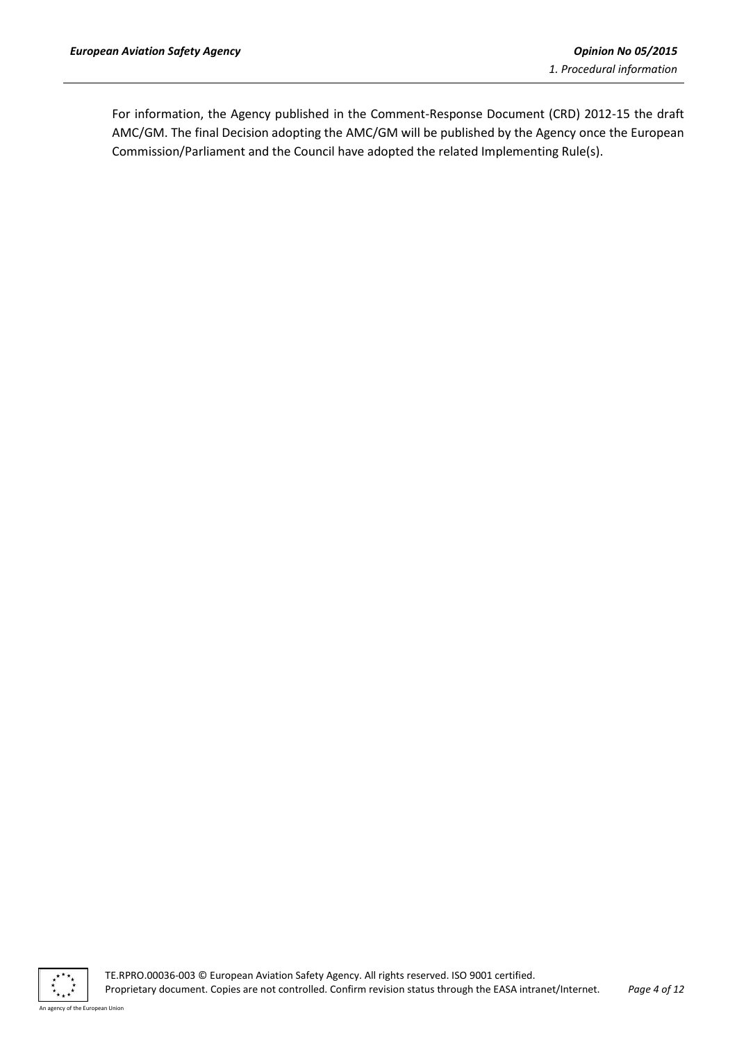For information, the Agency published in the Comment-Response Document (CRD) 2012-15 the draft AMC/GM. The final Decision adopting the AMC/GM will be published by the Agency once the European Commission/Parliament and the Council have adopted the related Implementing Rule(s).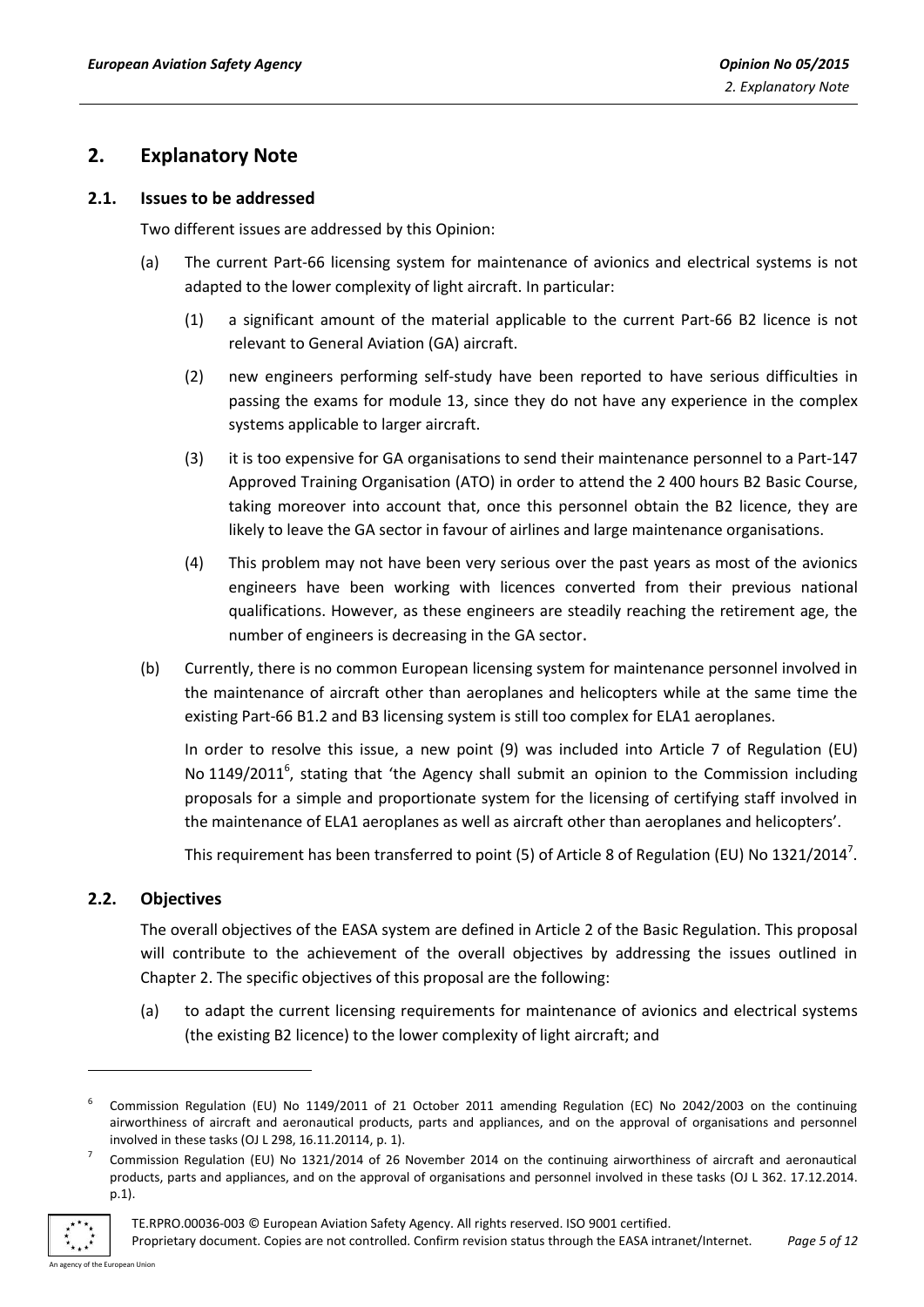## 2. Explanatory Note

### 2.1. Issues to be addressed

Two different issues are addressed by this Opinion:

(a) The current Part-66 licensing system for maintenance of avionics and electrical systems is not adapted to the lower complexity of light aircraft. In particular:

(1) a significant amount of the material applicable to the current Part-66 B2 licence is not relevant to General Aviation (GA) aircraft.

(2) new engineers performing self-study have been reported to have serious difficulties in passing the exams for module 13, since they do not have any experience in the complex systems applicable to larger aircraft.

(3) it is too expensive for GA organisations to send their maintenance personnel to a Part-147 Approved Training Organisation (ATO) in order to attend the 2 400 hours B2 Basic Course, taking moreover into account that, once this personnel obtain the B2 licence, they are likely to leave the GA sector in favour of airlines and large maintenance organisations.

(4) This problem may not have been very serious over the past years as most of the avionics engineers have been working with licences converted from their previous national qualifications. However, as these engineers are steadily reaching the retirement age, the number of engineers is decreasing in the GA sector.

(b) Currently, there is no common European licensing system for maintenance personnel involved in the maintenance of aircraft other than aeroplanes and helicopters while at the same time the existing Part-66 B1.2 and B3 licensing system is still too complex for ELA1 aeroplanes.

In order to resolve this issue, a new point (9) was included into Article 7 of Regulation (EU) No 1149/2011[6], stating that 'the Agency shall submit an opinion to the Commission including proposals for a simple and proportionate system for the licensing of certifying staff involved in the maintenance of ELA1 aeroplanes as well as aircraft other than aeroplanes and helicopters'.

This requirement has been transferred to point (5) of Article 8 of Regulation (EU) No 1321/2014[7].

### 2.2. Objectives

The overall objectives of the EASA system are defined in Article 2 of the Basic Regulation. This proposal will contribute to the achievement of the overall objectives by addressing the issues outlined in Chapter 2. The specific objectives of this proposal are the following:

(a) to adapt the current licensing requirements for maintenance of avionics and electrical systems (the existing B2 licence) to the lower complexity of light aircraft; and

---

[6] Commission Regulation (EU) No 1149/2011 of 21 October 2011 amending Regulation (EC) No 2042/2003 on the continuing airworthiness of aircraft and aeronautical products, parts and appliances, and on the approval of organisations and personnel involved in these tasks (OJ L 298, 16.11.20114, p. 1).

[7] Commission Regulation (EU) No 1321/2014 of 26 November 2014 on the continuing airworthiness of aircraft and aeronautical products, parts and appliances, and on the approval of organisations and personnel involved in these tasks (OJ L 362. 17.12.2014. p.1).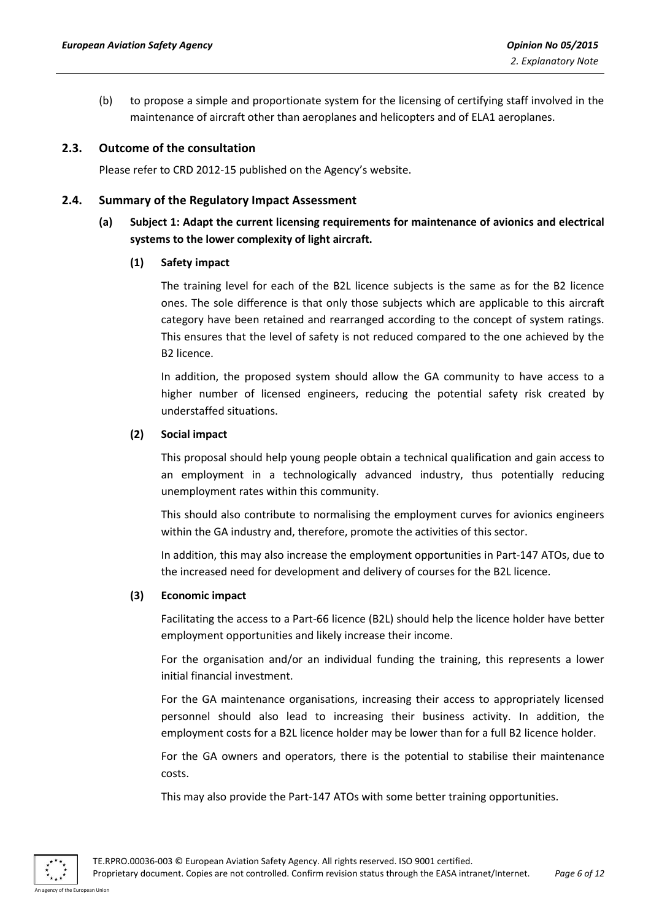(b) to propose a simple and proportionate system for the licensing of certifying staff involved in the maintenance of aircraft other than aeroplanes and helicopters and of ELA1 aeroplanes.

## 2.3. Outcome of the consultation

Please refer to CRD 2012-15 published on the Agency's website.

## 2.4. Summary of the Regulatory Impact Assessment

### (a) Subject 1: Adapt the current licensing requirements for maintenance of avionics and electrical systems to the lower complexity of light aircraft.

#### (1) Safety impact

The training level for each of the B2L licence subjects is the same as for the B2 licence ones. The sole difference is that only those subjects which are applicable to this aircraft category have been retained and rearranged according to the concept of system ratings. This ensures that the level of safety is not reduced compared to the one achieved by the B2 licence.

In addition, the proposed system should allow the GA community to have access to a higher number of licensed engineers, reducing the potential safety risk created by understaffed situations.

#### (2) Social impact

This proposal should help young people obtain a technical qualification and gain access to an employment in a technologically advanced industry, thus potentially reducing unemployment rates within this community.

This should also contribute to normalising the employment curves for avionics engineers within the GA industry and, therefore, promote the activities of this sector.

In addition, this may also increase the employment opportunities in Part-147 ATOs, due to the increased need for development and delivery of courses for the B2L licence.

#### (3) Economic impact

Facilitating the access to a Part-66 licence (B2L) should help the licence holder have better employment opportunities and likely increase their income.

For the organisation and/or an individual funding the training, this represents a lower initial financial investment.

For the GA maintenance organisations, increasing their access to appropriately licensed personnel should also lead to increasing their business activity. In addition, the employment costs for a B2L licence holder may be lower than for a full B2 licence holder.

For the GA owners and operators, there is the potential to stabilise their maintenance costs.

This may also provide the Part-147 ATOs with some better training opportunities.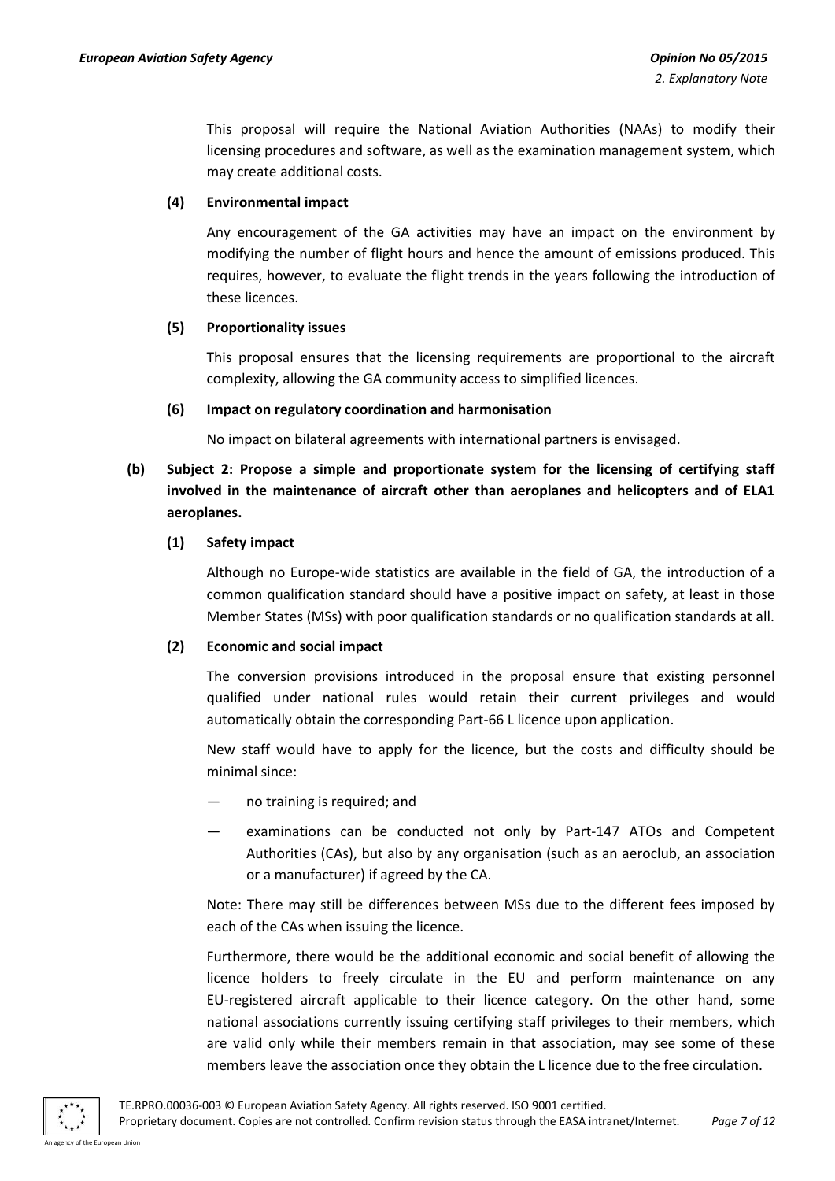This proposal will require the National Aviation Authorities (NAAs) to modify their licensing procedures and software, as well as the examination management system, which may create additional costs.

**(4) Environmental impact**

Any encouragement of the GA activities may have an impact on the environment by modifying the number of flight hours and hence the amount of emissions produced. This requires, however, to evaluate the flight trends in the years following the introduction of these licences.

**(5) Proportionality issues**

This proposal ensures that the licensing requirements are proportional to the aircraft complexity, allowing the GA community access to simplified licences.

**(6) Impact on regulatory coordination and harmonisation**

No impact on bilateral agreements with international partners is envisaged.

**(b) Subject 2: Propose a simple and proportionate system for the licensing of certifying staff involved in the maintenance of aircraft other than aeroplanes and helicopters and of ELA1 aeroplanes.**

**(1) Safety impact**

Although no Europe-wide statistics are available in the field of GA, the introduction of a common qualification standard should have a positive impact on safety, at least in those Member States (MSs) with poor qualification standards or no qualification standards at all.

**(2) Economic and social impact**

The conversion provisions introduced in the proposal ensure that existing personnel qualified under national rules would retain their current privileges and would automatically obtain the corresponding Part-66 L licence upon application.

New staff would have to apply for the licence, but the costs and difficulty should be minimal since:

— no training is required; and

— examinations can be conducted not only by Part-147 ATOs and Competent Authorities (CAs), but also by any organisation (such as an aeroclub, an association or a manufacturer) if agreed by the CA.

Note: There may still be differences between MSs due to the different fees imposed by each of the CAs when issuing the licence.

Furthermore, there would be the additional economic and social benefit of allowing the licence holders to freely circulate in the EU and perform maintenance on any EU-registered aircraft applicable to their licence category. On the other hand, some national associations currently issuing certifying staff privileges to their members, which are valid only while their members remain in that association, may see some of these members leave the association once they obtain the L licence due to the free circulation.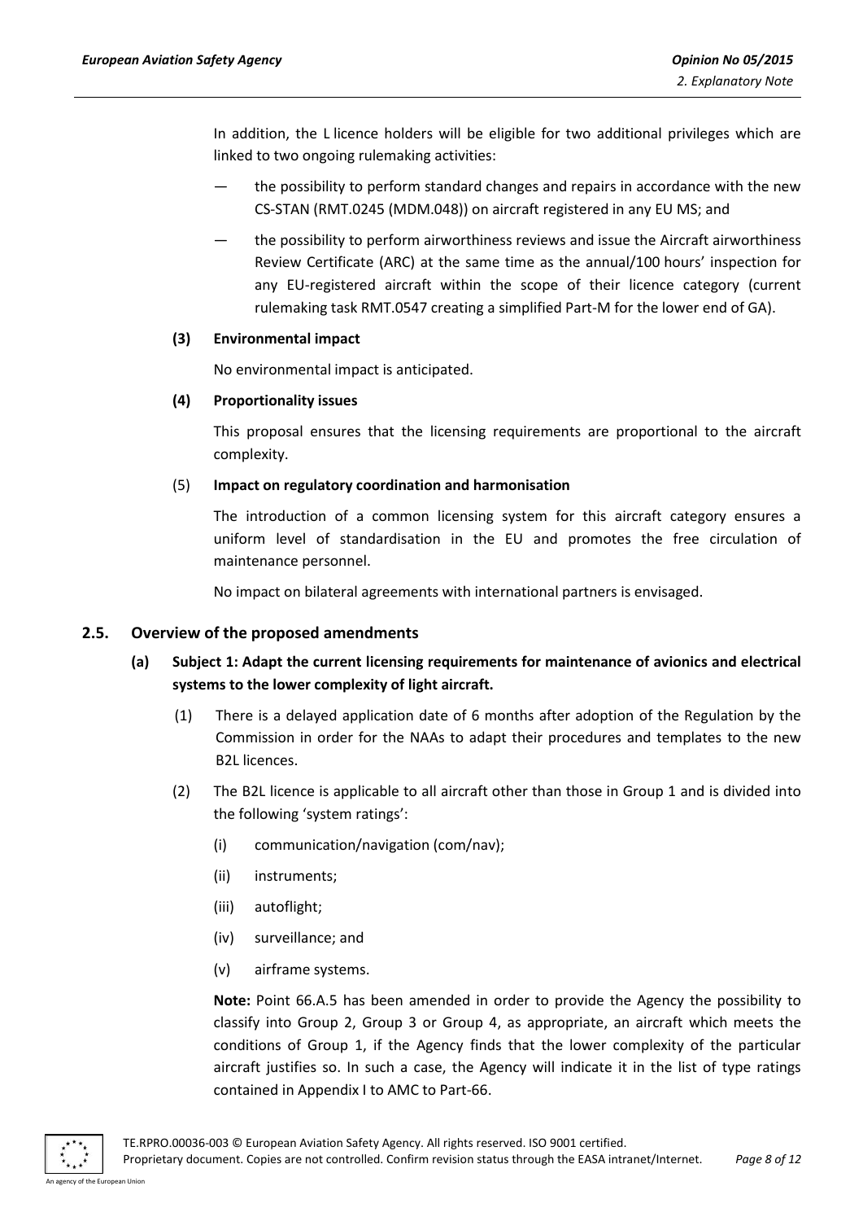In addition, the L licence holders will be eligible for two additional privileges which are linked to two ongoing rulemaking activities:

— the possibility to perform standard changes and repairs in accordance with the new CS-STAN (RMT.0245 (MDM.048)) on aircraft registered in any EU MS; and

— the possibility to perform airworthiness reviews and issue the Aircraft airworthiness Review Certificate (ARC) at the same time as the annual/100 hours' inspection for any EU-registered aircraft within the scope of their licence category (current rulemaking task RMT.0547 creating a simplified Part-M for the lower end of GA).

**(3) Environmental impact**

No environmental impact is anticipated.

**(4) Proportionality issues**

This proposal ensures that the licensing requirements are proportional to the aircraft complexity.

(5) **Impact on regulatory coordination and harmonisation**

The introduction of a common licensing system for this aircraft category ensures a uniform level of standardisation in the EU and promotes the free circulation of maintenance personnel.

No impact on bilateral agreements with international partners is envisaged.

### 2.5. Overview of the proposed amendments

**(a) Subject 1: Adapt the current licensing requirements for maintenance of avionics and electrical systems to the lower complexity of light aircraft.**

(1) There is a delayed application date of 6 months after adoption of the Regulation by the Commission in order for the NAAs to adapt their procedures and templates to the new B2L licences.

(2) The B2L licence is applicable to all aircraft other than those in Group 1 and is divided into the following 'system ratings':

(i) communication/navigation (com/nav);

(ii) instruments;

(iii) autoflight;

(iv) surveillance; and

(v) airframe systems.

**Note:** Point 66.A.5 has been amended in order to provide the Agency the possibility to classify into Group 2, Group 3 or Group 4, as appropriate, an aircraft which meets the conditions of Group 1, if the Agency finds that the lower complexity of the particular aircraft justifies so. In such a case, the Agency will indicate it in the list of type ratings contained in Appendix I to AMC to Part-66.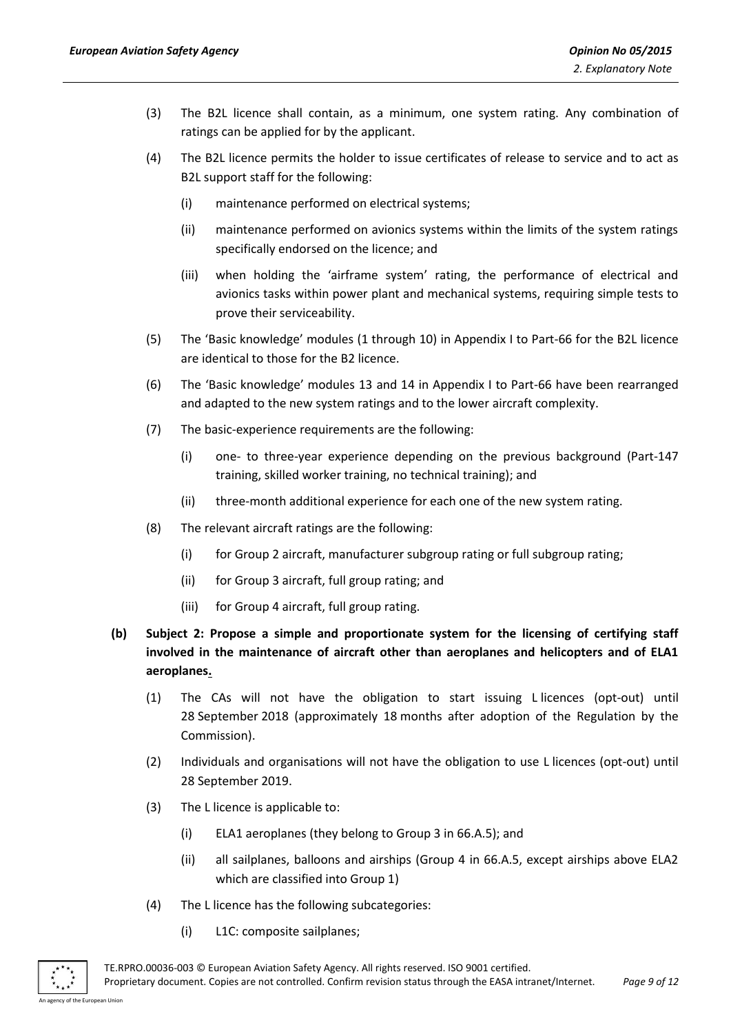(3) The B2L licence shall contain, as a minimum, one system rating. Any combination of ratings can be applied for by the applicant.

(4) The B2L licence permits the holder to issue certificates of release to service and to act as B2L support staff for the following:

   (i) maintenance performed on electrical systems;

   (ii) maintenance performed on avionics systems within the limits of the system ratings specifically endorsed on the licence; and

   (iii) when holding the 'airframe system' rating, the performance of electrical and avionics tasks within power plant and mechanical systems, requiring simple tests to prove their serviceability.

(5) The 'Basic knowledge' modules (1 through 10) in Appendix I to Part-66 for the B2L licence are identical to those for the B2 licence.

(6) The 'Basic knowledge' modules 13 and 14 in Appendix I to Part-66 have been rearranged and adapted to the new system ratings and to the lower aircraft complexity.

(7) The basic-experience requirements are the following:

   (i) one- to three-year experience depending on the previous background (Part-147 training, skilled worker training, no technical training); and

   (ii) three-month additional experience for each one of the new system rating.

(8) The relevant aircraft ratings are the following:

   (i) for Group 2 aircraft, manufacturer subgroup rating or full subgroup rating;

   (ii) for Group 3 aircraft, full group rating; and

   (iii) for Group 4 aircraft, full group rating.

**(b) Subject 2: Propose a simple and proportionate system for the licensing of certifying staff involved in the maintenance of aircraft other than aeroplanes and helicopters and of ELA1 aeroplanes.**

(1) The CAs will not have the obligation to start issuing L licences (opt-out) until 28 September 2018 (approximately 18 months after adoption of the Regulation by the Commission).

(2) Individuals and organisations will not have the obligation to use L licences (opt-out) until 28 September 2019.

(3) The L licence is applicable to:

   (i) ELA1 aeroplanes (they belong to Group 3 in 66.A.5); and

   (ii) all sailplanes, balloons and airships (Group 4 in 66.A.5, except airships above ELA2 which are classified into Group 1)

(4) The L licence has the following subcategories:

   (i) L1C: composite sailplanes;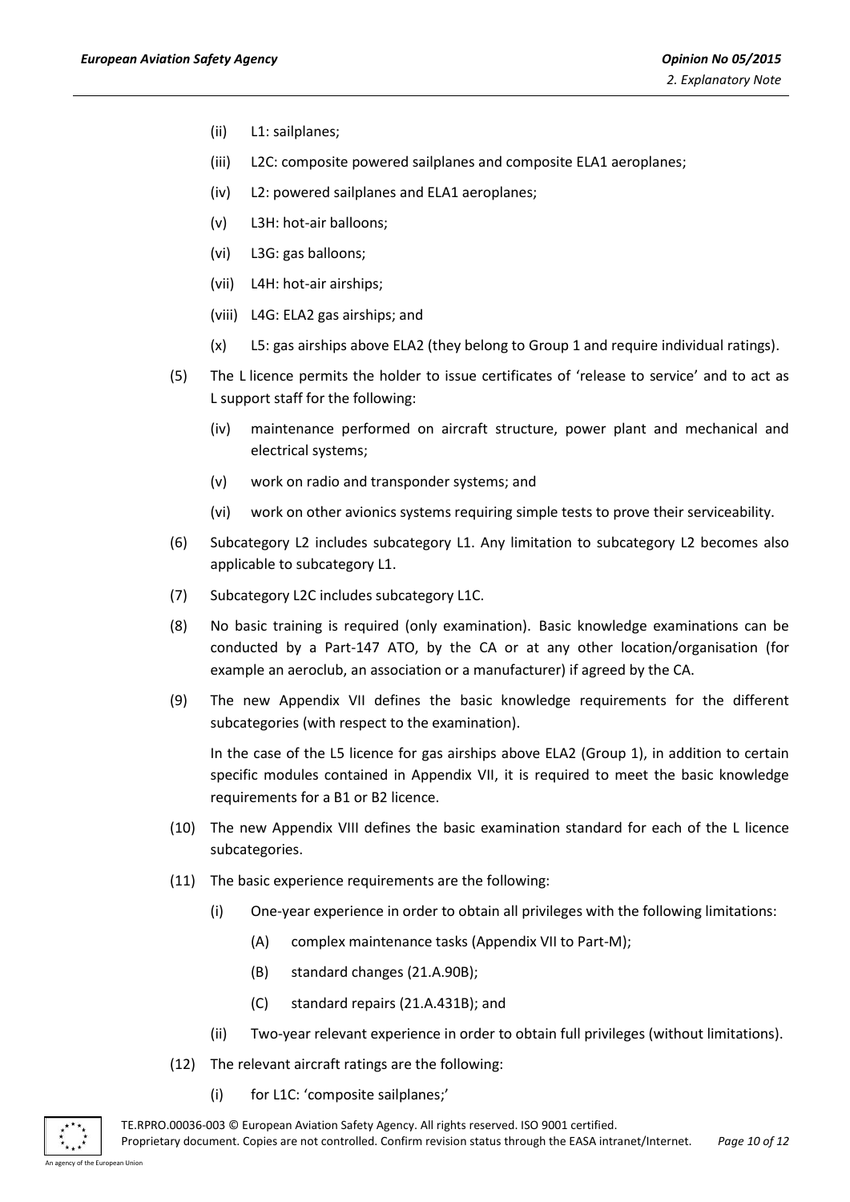- (ii) L1: sailplanes;
- (iii) L2C: composite powered sailplanes and composite ELA1 aeroplanes;
- (iv) L2: powered sailplanes and ELA1 aeroplanes;
- (v) L3H: hot-air balloons;
- (vi) L3G: gas balloons;
- (vii) L4H: hot-air airships;
- (viii) L4G: ELA2 gas airships; and
- (x) L5: gas airships above ELA2 (they belong to Group 1 and require individual ratings).

(5) The L licence permits the holder to issue certificates of 'release to service' and to act as L support staff for the following:

- (iv) maintenance performed on aircraft structure, power plant and mechanical and electrical systems;
- (v) work on radio and transponder systems; and
- (vi) work on other avionics systems requiring simple tests to prove their serviceability.

(6) Subcategory L2 includes subcategory L1. Any limitation to subcategory L2 becomes also applicable to subcategory L1.

(7) Subcategory L2C includes subcategory L1C.

(8) No basic training is required (only examination). Basic knowledge examinations can be conducted by a Part-147 ATO, by the CA or at any other location/organisation (for example an aeroclub, an association or a manufacturer) if agreed by the CA.

(9) The new Appendix VII defines the basic knowledge requirements for the different subcategories (with respect to the examination).

In the case of the L5 licence for gas airships above ELA2 (Group 1), in addition to certain specific modules contained in Appendix VII, it is required to meet the basic knowledge requirements for a B1 or B2 licence.

(10) The new Appendix VIII defines the basic examination standard for each of the L licence subcategories.

(11) The basic experience requirements are the following:

- (i) One-year experience in order to obtain all privileges with the following limitations:
  - (A) complex maintenance tasks (Appendix VII to Part-M);
  - (B) standard changes (21.A.90B);
  - (C) standard repairs (21.A.431B); and
- (ii) Two-year relevant experience in order to obtain full privileges (without limitations).

(12) The relevant aircraft ratings are the following:

- (i) for L1C: 'composite sailplanes;'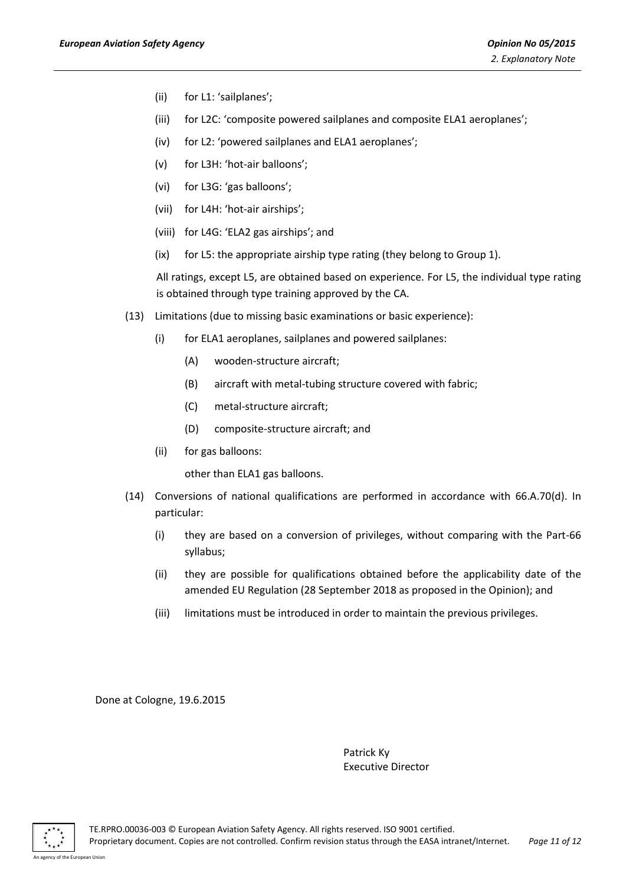(ii) for L1: 'sailplanes';

(iii) for L2C: 'composite powered sailplanes and composite ELA1 aeroplanes';

(iv) for L2: 'powered sailplanes and ELA1 aeroplanes';

(v) for L3H: 'hot-air balloons';

(vi) for L3G: 'gas balloons';

(vii) for L4H: 'hot-air airships';

(viii) for L4G: 'ELA2 gas airships'; and

(ix) for L5: the appropriate airship type rating (they belong to Group 1).

All ratings, except L5, are obtained based on experience. For L5, the individual type rating is obtained through type training approved by the CA.

(13) Limitations (due to missing basic examinations or basic experience):

(i) for ELA1 aeroplanes, sailplanes and powered sailplanes:

(A) wooden-structure aircraft;

(B) aircraft with metal-tubing structure covered with fabric;

(C) metal-structure aircraft;

(D) composite-structure aircraft; and

(ii) for gas balloons:

other than ELA1 gas balloons.

(14) Conversions of national qualifications are performed in accordance with 66.A.70(d). In particular:

(i) they are based on a conversion of privileges, without comparing with the Part-66 syllabus;

(ii) they are possible for qualifications obtained before the applicability date of the amended EU Regulation (28 September 2018 as proposed in the Opinion); and

(iii) limitations must be introduced in order to maintain the previous privileges.

Done at Cologne, 19.6.2015

Patrick Ky
Executive Director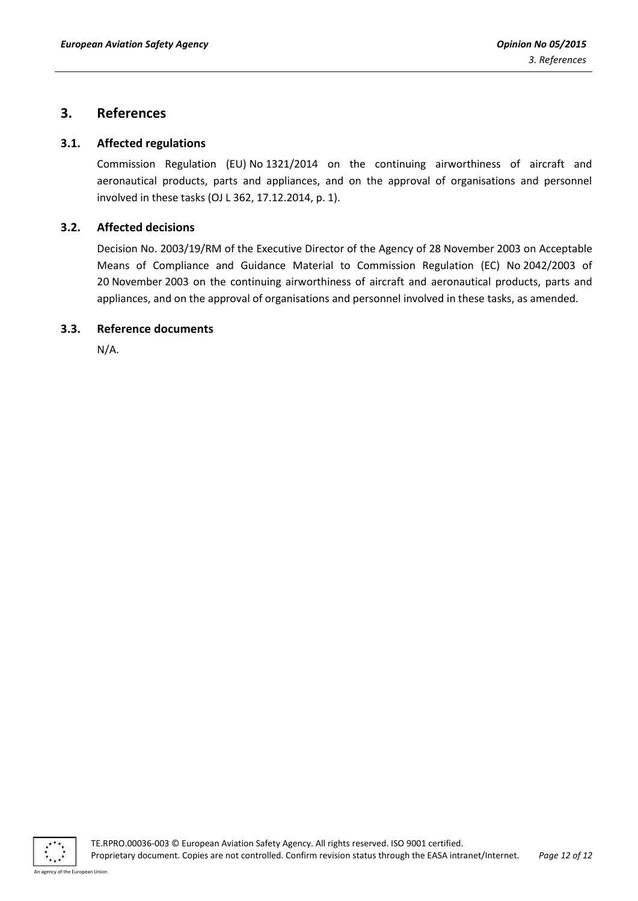# 3. References

## 3.1. Affected regulations

Commission Regulation (EU) No 1321/2014 on the continuing airworthiness of aircraft and aeronautical products, parts and appliances, and on the approval of organisations and personnel involved in these tasks (OJ L 362, 17.12.2014, p. 1).

## 3.2. Affected decisions

Decision No. 2003/19/RM of the Executive Director of the Agency of 28 November 2003 on Acceptable Means of Compliance and Guidance Material to Commission Regulation (EC) No 2042/2003 of 20 November 2003 on the continuing airworthiness of aircraft and aeronautical products, parts and appliances, and on the approval of organisations and personnel involved in these tasks, as amended.

## 3.3. Reference documents

N/A.